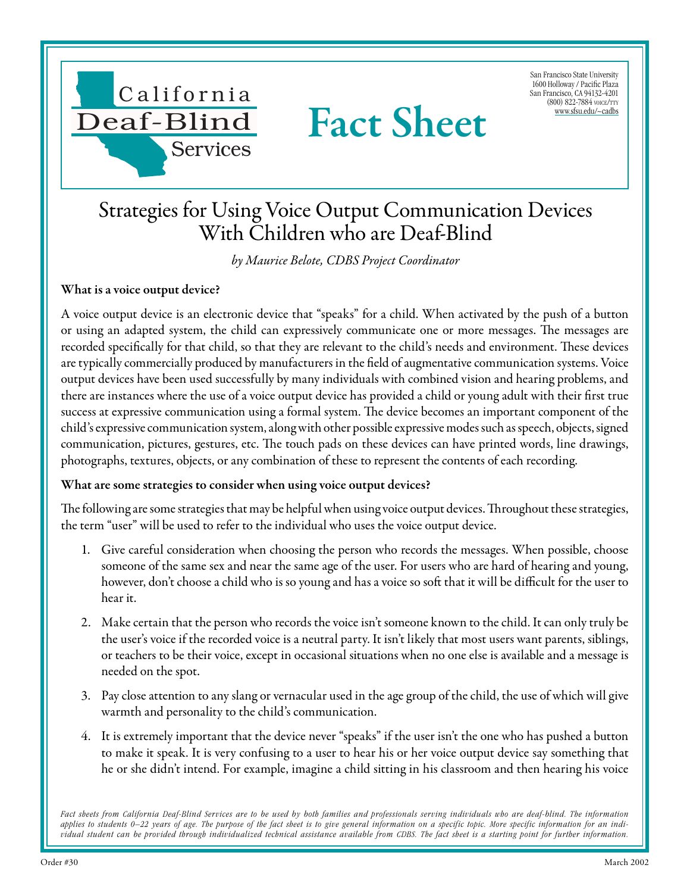California Deaf-Blind Services

San Francisco State University
1600 Holloway / Pacific Plaza
San Francisco, CA 94132-4201
(800) 822-7884 VOICE/TTY
www.sfsu.edu/~cadbs

# Fact Sheet

## Strategies for Using Voice Output Communication Devices With Children who are Deaf-Blind

*by Maurice Belote, CDBS Project Coordinator*

### What is a voice output device?

A voice output device is an electronic device that "speaks" for a child. When activated by the push of a button or using an adapted system, the child can expressively communicate one or more messages. The messages are recorded specifically for that child, so that they are relevant to the child's needs and environment. These devices are typically commercially produced by manufacturers in the field of augmentative communication systems. Voice output devices have been used successfully by many individuals with combined vision and hearing problems, and there are instances where the use of a voice output device has provided a child or young adult with their first true success at expressive communication using a formal system. The device becomes an important component of the child's expressive communication system, along with other possible expressive modes such as speech, objects, signed communication, pictures, gestures, etc. The touch pads on these devices can have printed words, line drawings, photographs, textures, objects, or any combination of these to represent the contents of each recording.

### What are some strategies to consider when using voice output devices?

The following are some strategies that may be helpful when using voice output devices. Throughout these strategies, the term "user" will be used to refer to the individual who uses the voice output device.

1. Give careful consideration when choosing the person who records the messages. When possible, choose someone of the same sex and near the same age of the user. For users who are hard of hearing and young, however, don't choose a child who is so young and has a voice so soft that it will be difficult for the user to hear it.
2. Make certain that the person who records the voice isn't someone known to the child. It can only truly be the user's voice if the recorded voice is a neutral party. It isn't likely that most users want parents, siblings, or teachers to be their voice, except in occasional situations when no one else is available and a message is needed on the spot.
3. Pay close attention to any slang or vernacular used in the age group of the child, the use of which will give warmth and personality to the child's communication.
4. It is extremely important that the device never "speaks" if the user isn't the one who has pushed a button to make it speak. It is very confusing to a user to hear his or her voice output device say something that he or she didn't intend. For example, imagine a child sitting in his classroom and then hearing his voice

*Fact sheets from California Deaf-Blind Services are to be used by both families and professionals serving individuals who are deaf-blind. The information applies to students 0–22 years of age. The purpose of the fact sheet is to give general information on a specific topic. More specific information for an individual student can be provided through individualized technical assistance available from CDBS. The fact sheet is a starting point for further information.*

Order #30 March 2002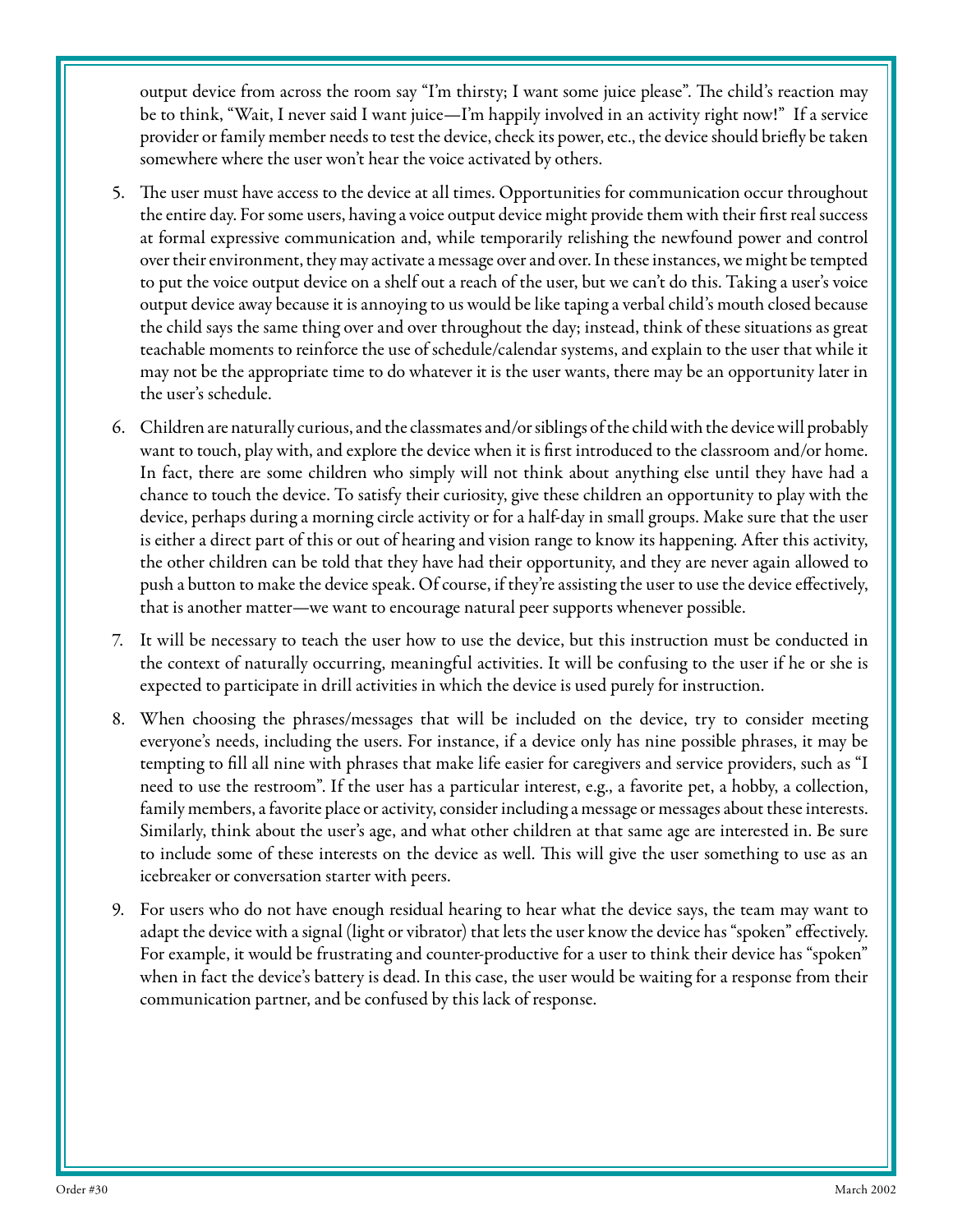output device from across the room say "I'm thirsty; I want some juice please". The child's reaction may be to think, "Wait, I never said I want juice—I'm happily involved in an activity right now!" If a service provider or family member needs to test the device, check its power, etc., the device should briefly be taken somewhere where the user won't hear the voice activated by others.

5. The user must have access to the device at all times. Opportunities for communication occur throughout the entire day. For some users, having a voice output device might provide them with their first real success at formal expressive communication and, while temporarily relishing the newfound power and control over their environment, they may activate a message over and over. In these instances, we might be tempted to put the voice output device on a shelf out a reach of the user, but we can't do this. Taking a user's voice output device away because it is annoying to us would be like taping a verbal child's mouth closed because the child says the same thing over and over throughout the day; instead, think of these situations as great teachable moments to reinforce the use of schedule/calendar systems, and explain to the user that while it may not be the appropriate time to do whatever it is the user wants, there may be an opportunity later in the user's schedule.

6. Children are naturally curious, and the classmates and/or siblings of the child with the device will probably want to touch, play with, and explore the device when it is first introduced to the classroom and/or home. In fact, there are some children who simply will not think about anything else until they have had a chance to touch the device. To satisfy their curiosity, give these children an opportunity to play with the device, perhaps during a morning circle activity or for a half-day in small groups. Make sure that the user is either a direct part of this or out of hearing and vision range to know its happening. After this activity, the other children can be told that they have had their opportunity, and they are never again allowed to push a button to make the device speak. Of course, if they're assisting the user to use the device effectively, that is another matter—we want to encourage natural peer supports whenever possible.

7. It will be necessary to teach the user how to use the device, but this instruction must be conducted in the context of naturally occurring, meaningful activities. It will be confusing to the user if he or she is expected to participate in drill activities in which the device is used purely for instruction.

8. When choosing the phrases/messages that will be included on the device, try to consider meeting everyone's needs, including the users. For instance, if a device only has nine possible phrases, it may be tempting to fill all nine with phrases that make life easier for caregivers and service providers, such as "I need to use the restroom". If the user has a particular interest, e.g., a favorite pet, a hobby, a collection, family members, a favorite place or activity, consider including a message or messages about these interests. Similarly, think about the user's age, and what other children at that same age are interested in. Be sure to include some of these interests on the device as well. This will give the user something to use as an icebreaker or conversation starter with peers.

9. For users who do not have enough residual hearing to hear what the device says, the team may want to adapt the device with a signal (light or vibrator) that lets the user know the device has "spoken" effectively. For example, it would be frustrating and counter-productive for a user to think their device has "spoken" when in fact the device's battery is dead. In this case, the user would be waiting for a response from their communication partner, and be confused by this lack of response.